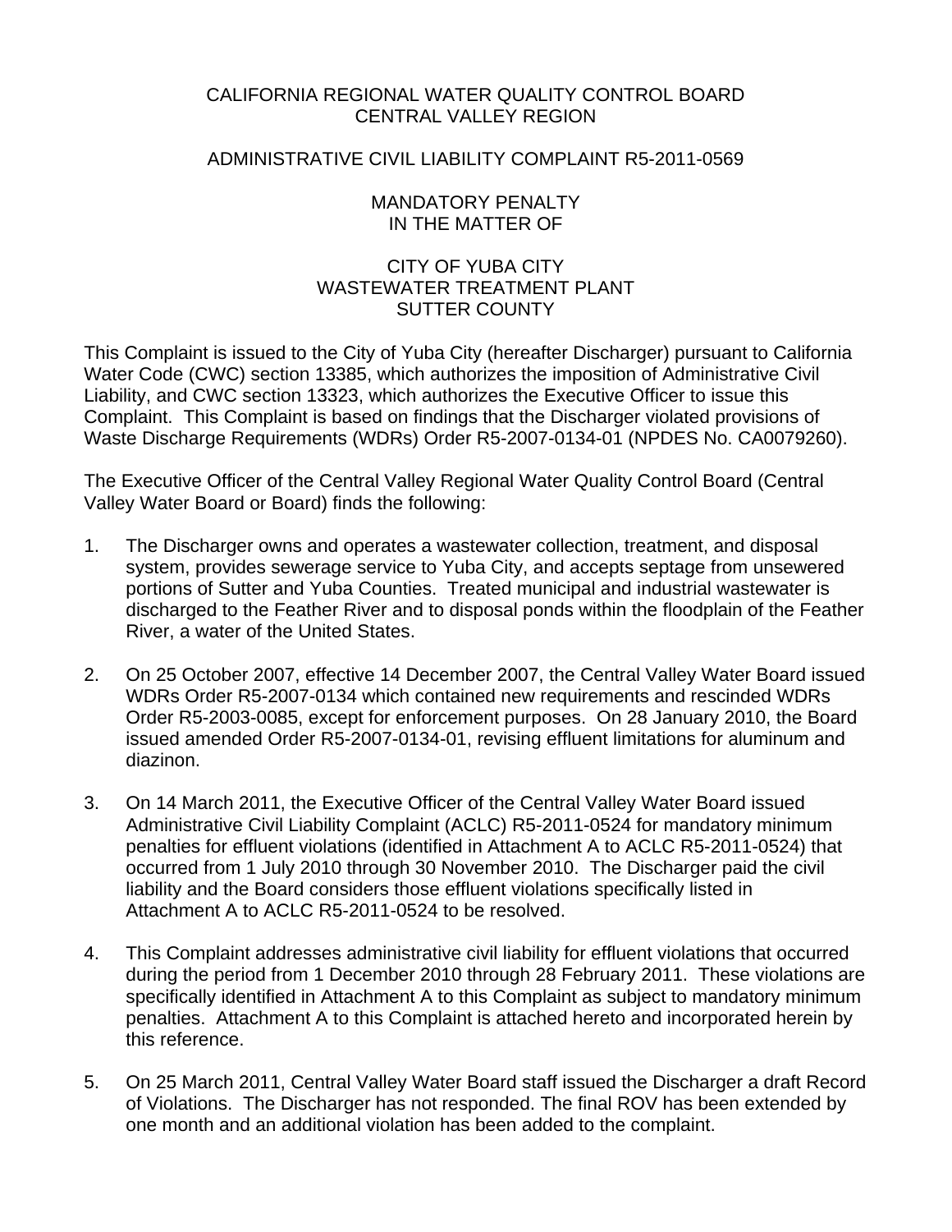CALIFORNIA REGIONAL WATER QUALITY CONTROL BOARD
CENTRAL VALLEY REGION

ADMINISTRATIVE CIVIL LIABILITY COMPLAINT R5-2011-0569

MANDATORY PENALTY
IN THE MATTER OF

CITY OF YUBA CITY
WASTEWATER TREATMENT PLANT
SUTTER COUNTY

This Complaint is issued to the City of Yuba City (hereafter Discharger) pursuant to California Water Code (CWC) section 13385, which authorizes the imposition of Administrative Civil Liability, and CWC section 13323, which authorizes the Executive Officer to issue this Complaint. This Complaint is based on findings that the Discharger violated provisions of Waste Discharge Requirements (WDRs) Order R5-2007-0134-01 (NPDES No. CA0079260).

The Executive Officer of the Central Valley Regional Water Quality Control Board (Central Valley Water Board or Board) finds the following:

1. The Discharger owns and operates a wastewater collection, treatment, and disposal system, provides sewerage service to Yuba City, and accepts septage from unsewered portions of Sutter and Yuba Counties. Treated municipal and industrial wastewater is discharged to the Feather River and to disposal ponds within the floodplain of the Feather River, a water of the United States.

2. On 25 October 2007, effective 14 December 2007, the Central Valley Water Board issued WDRs Order R5-2007-0134 which contained new requirements and rescinded WDRs Order R5-2003-0085, except for enforcement purposes. On 28 January 2010, the Board issued amended Order R5-2007-0134-01, revising effluent limitations for aluminum and diazinon.

3. On 14 March 2011, the Executive Officer of the Central Valley Water Board issued Administrative Civil Liability Complaint (ACLC) R5-2011-0524 for mandatory minimum penalties for effluent violations (identified in Attachment A to ACLC R5-2011-0524) that occurred from 1 July 2010 through 30 November 2010. The Discharger paid the civil liability and the Board considers those effluent violations specifically listed in Attachment A to ACLC R5-2011-0524 to be resolved.

4. This Complaint addresses administrative civil liability for effluent violations that occurred during the period from 1 December 2010 through 28 February 2011. These violations are specifically identified in Attachment A to this Complaint as subject to mandatory minimum penalties. Attachment A to this Complaint is attached hereto and incorporated herein by this reference.

5. On 25 March 2011, Central Valley Water Board staff issued the Discharger a draft Record of Violations. The Discharger has not responded. The final ROV has been extended by one month and an additional violation has been added to the complaint.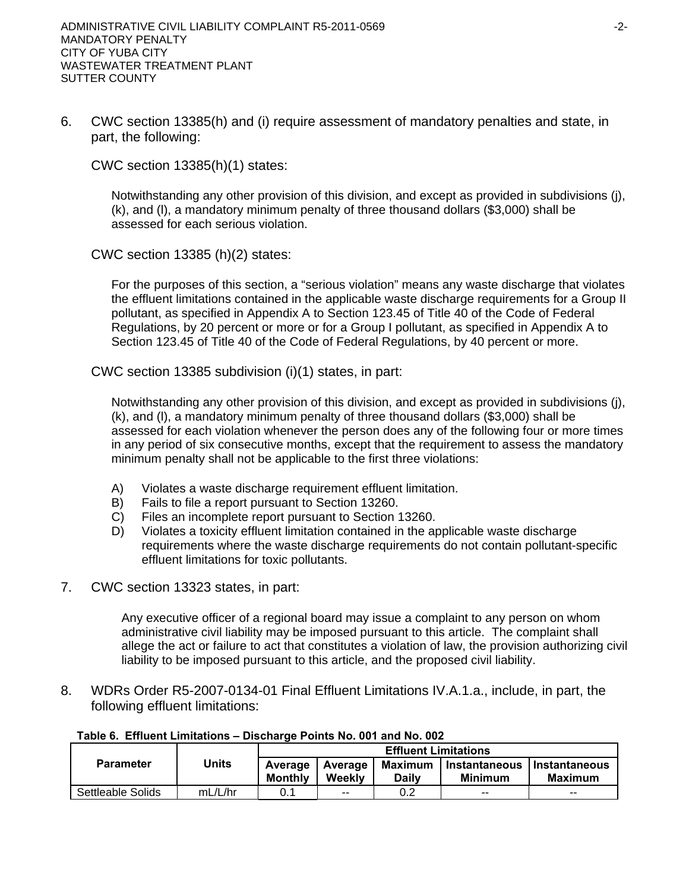6. CWC section 13385(h) and (i) require assessment of mandatory penalties and state, in part, the following:

   CWC section 13385(h)(1) states:

   > Notwithstanding any other provision of this division, and except as provided in subdivisions (j), (k), and (l), a mandatory minimum penalty of three thousand dollars ($3,000) shall be assessed for each serious violation.

   CWC section 13385 (h)(2) states:

   > For the purposes of this section, a "serious violation" means any waste discharge that violates the effluent limitations contained in the applicable waste discharge requirements for a Group II pollutant, as specified in Appendix A to Section 123.45 of Title 40 of the Code of Federal Regulations, by 20 percent or more or for a Group I pollutant, as specified in Appendix A to Section 123.45 of Title 40 of the Code of Federal Regulations, by 40 percent or more.

   CWC section 13385 subdivision (i)(1) states, in part:

   > Notwithstanding any other provision of this division, and except as provided in subdivisions (j), (k), and (l), a mandatory minimum penalty of three thousand dollars ($3,000) shall be assessed for each violation whenever the person does any of the following four or more times in any period of six consecutive months, except that the requirement to assess the mandatory minimum penalty shall not be applicable to the first three violations:
   >
   > A) Violates a waste discharge requirement effluent limitation.
   > B) Fails to file a report pursuant to Section 13260.
   > C) Files an incomplete report pursuant to Section 13260.
   > D) Violates a toxicity effluent limitation contained in the applicable waste discharge requirements where the waste discharge requirements do not contain pollutant-specific effluent limitations for toxic pollutants.

7. CWC section 13323 states, in part:

   > Any executive officer of a regional board may issue a complaint to any person on whom administrative civil liability may be imposed pursuant to this article. The complaint shall allege the act or failure to act that constitutes a violation of law, the provision authorizing civil liability to be imposed pursuant to this article, and the proposed civil liability.

8. WDRs Order R5-2007-0134-01 Final Effluent Limitations IV.A.1.a., include, in part, the following effluent limitations:

**Table 6. Effluent Limitations – Discharge Points No. 001 and No. 002**

| Parameter | Units | Effluent Limitations | | | | |
|---|---|---|---|---|---|---|
| | | Average Monthly | Average Weekly | Maximum Daily | Instantaneous Minimum | Instantaneous Maximum |
| Settleable Solids | mL/L/hr | 0.1 | -- | 0.2 | -- | -- |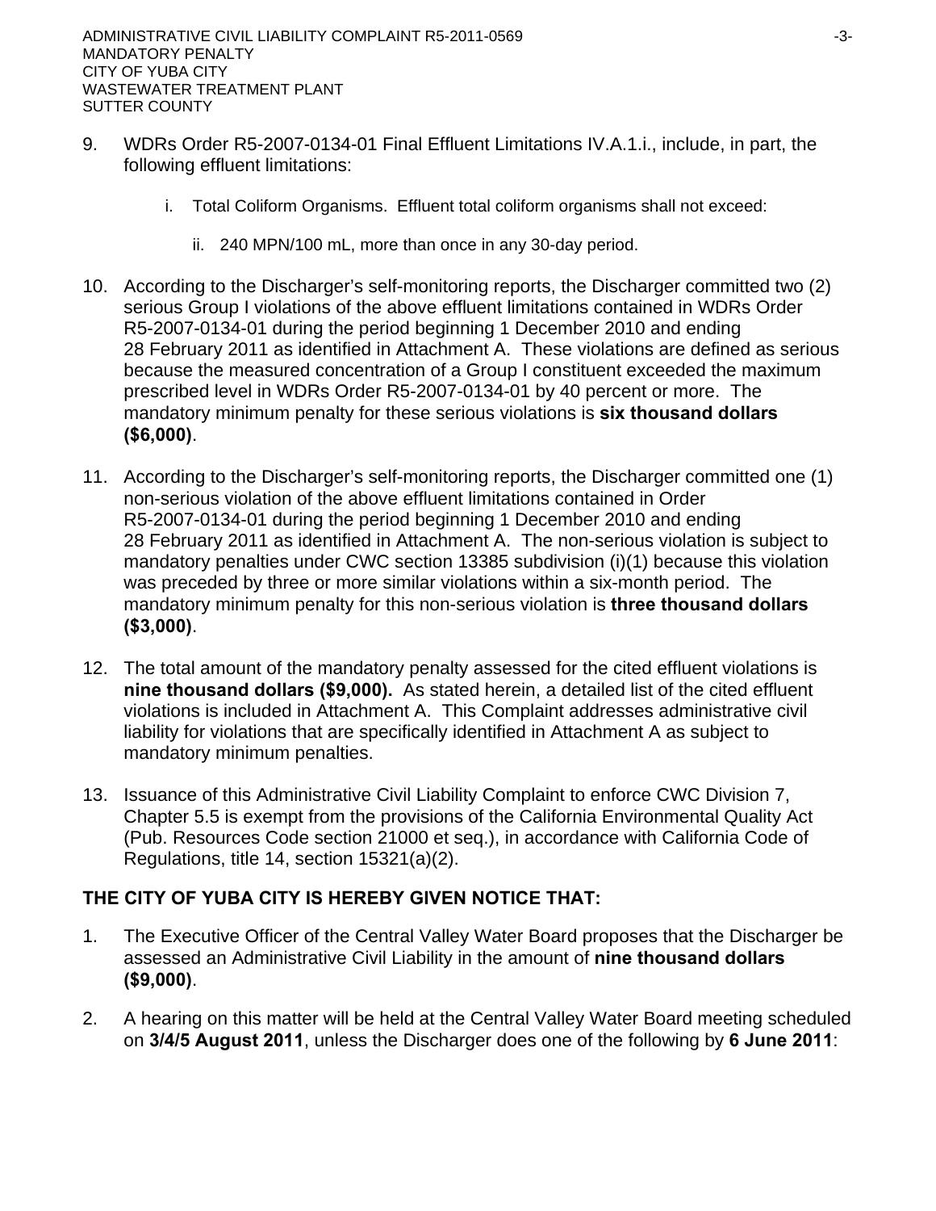9. WDRs Order R5-2007-0134-01 Final Effluent Limitations IV.A.1.i., include, in part, the following effluent limitations:

   i. Total Coliform Organisms. Effluent total coliform organisms shall not exceed:

      ii. 240 MPN/100 mL, more than once in any 30-day period.

10. According to the Discharger's self-monitoring reports, the Discharger committed two (2) serious Group I violations of the above effluent limitations contained in WDRs Order R5-2007-0134-01 during the period beginning 1 December 2010 and ending 28 February 2011 as identified in Attachment A. These violations are defined as serious because the measured concentration of a Group I constituent exceeded the maximum prescribed level in WDRs Order R5-2007-0134-01 by 40 percent or more. The mandatory minimum penalty for these serious violations is **six thousand dollars ($6,000)**.

11. According to the Discharger's self-monitoring reports, the Discharger committed one (1) non-serious violation of the above effluent limitations contained in Order R5-2007-0134-01 during the period beginning 1 December 2010 and ending 28 February 2011 as identified in Attachment A. The non-serious violation is subject to mandatory penalties under CWC section 13385 subdivision (i)(1) because this violation was preceded by three or more similar violations within a six-month period. The mandatory minimum penalty for this non-serious violation is **three thousand dollars ($3,000)**.

12. The total amount of the mandatory penalty assessed for the cited effluent violations is **nine thousand dollars ($9,000).** As stated herein, a detailed list of the cited effluent violations is included in Attachment A. This Complaint addresses administrative civil liability for violations that are specifically identified in Attachment A as subject to mandatory minimum penalties.

13. Issuance of this Administrative Civil Liability Complaint to enforce CWC Division 7, Chapter 5.5 is exempt from the provisions of the California Environmental Quality Act (Pub. Resources Code section 21000 et seq.), in accordance with California Code of Regulations, title 14, section 15321(a)(2).

**THE CITY OF YUBA CITY IS HEREBY GIVEN NOTICE THAT:**

1. The Executive Officer of the Central Valley Water Board proposes that the Discharger be assessed an Administrative Civil Liability in the amount of **nine thousand dollars ($9,000)**.

2. A hearing on this matter will be held at the Central Valley Water Board meeting scheduled on **3/4/5 August 2011**, unless the Discharger does one of the following by **6 June 2011**: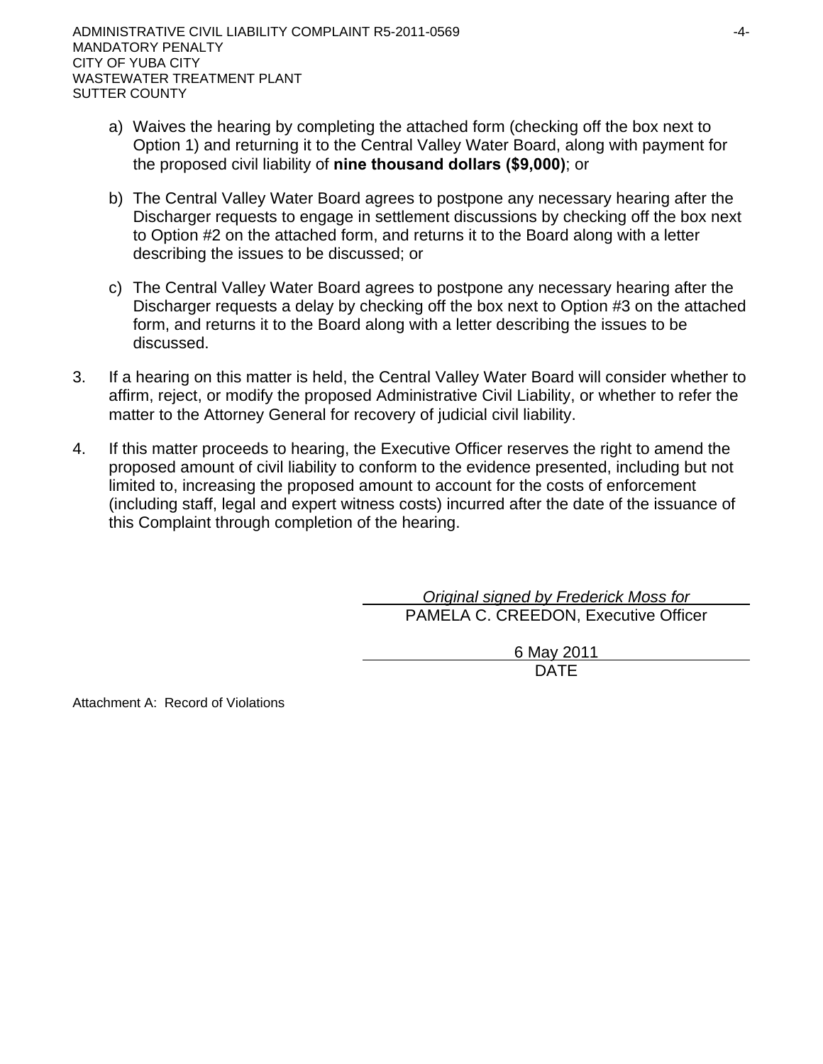a) Waives the hearing by completing the attached form (checking off the box next to Option 1) and returning it to the Central Valley Water Board, along with payment for the proposed civil liability of **nine thousand dollars ($9,000)**; or

b) The Central Valley Water Board agrees to postpone any necessary hearing after the Discharger requests to engage in settlement discussions by checking off the box next to Option #2 on the attached form, and returns it to the Board along with a letter describing the issues to be discussed; or

c) The Central Valley Water Board agrees to postpone any necessary hearing after the Discharger requests a delay by checking off the box next to Option #3 on the attached form, and returns it to the Board along with a letter describing the issues to be discussed.

3. If a hearing on this matter is held, the Central Valley Water Board will consider whether to affirm, reject, or modify the proposed Administrative Civil Liability, or whether to refer the matter to the Attorney General for recovery of judicial civil liability.

4. If this matter proceeds to hearing, the Executive Officer reserves the right to amend the proposed amount of civil liability to conform to the evidence presented, including but not limited to, increasing the proposed amount to account for the costs of enforcement (including staff, legal and expert witness costs) incurred after the date of the issuance of this Complaint through completion of the hearing.

*Original signed by Frederick Moss for*
PAMELA C. CREEDON, Executive Officer

6 May 2011
DATE

Attachment A: Record of Violations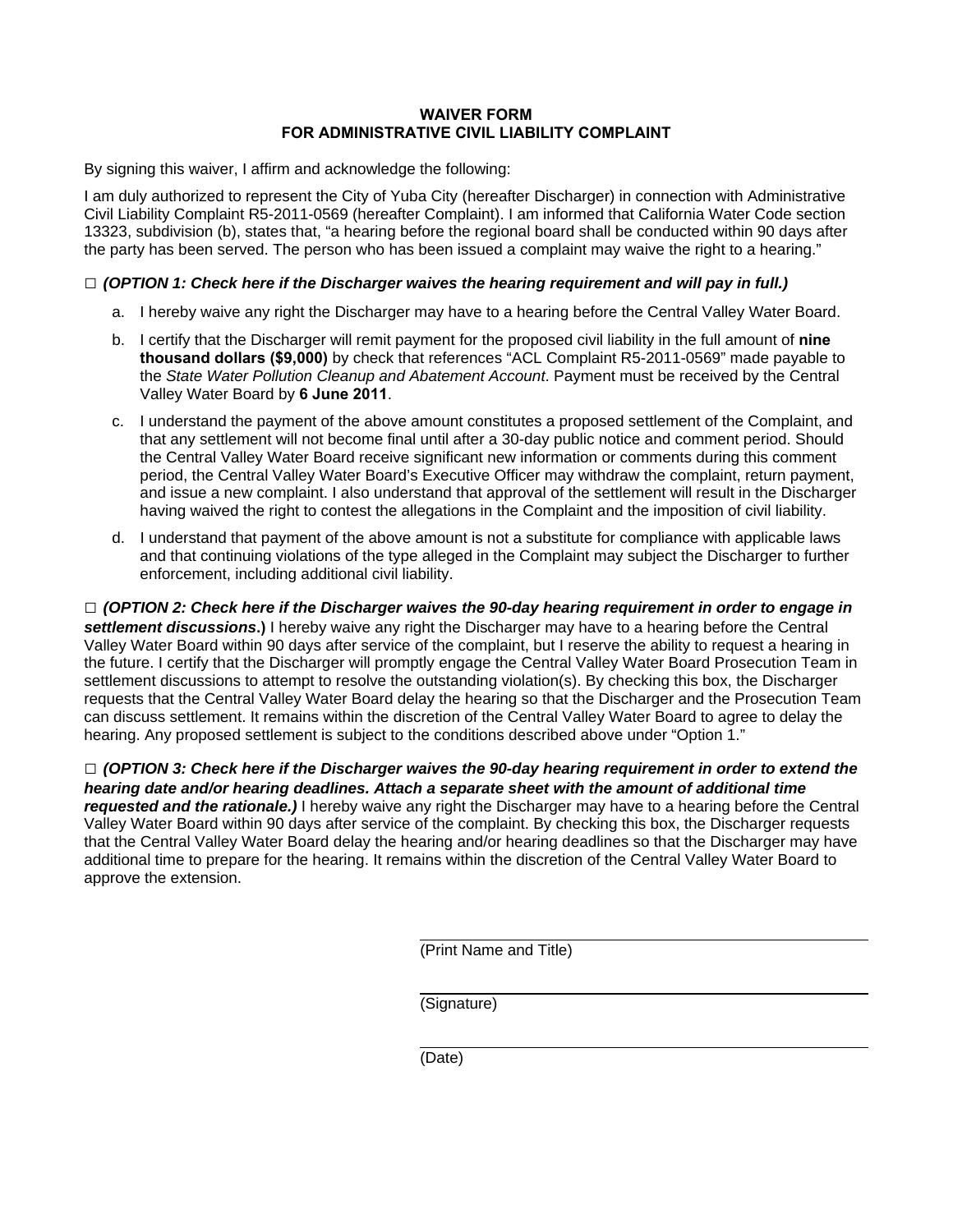## WAIVER FORM
## FOR ADMINISTRATIVE CIVIL LIABILITY COMPLAINT

By signing this waiver, I affirm and acknowledge the following:

I am duly authorized to represent the City of Yuba City (hereafter Discharger) in connection with Administrative Civil Liability Complaint R5-2011-0569 (hereafter Complaint). I am informed that California Water Code section 13323, subdivision (b), states that, "a hearing before the regional board shall be conducted within 90 days after the party has been served. The person who has been issued a complaint may waive the right to a hearing."

□ ***(OPTION 1: Check here if the Discharger waives the hearing requirement and will pay in full.)***

a. I hereby waive any right the Discharger may have to a hearing before the Central Valley Water Board.

b. I certify that the Discharger will remit payment for the proposed civil liability in the full amount of **nine thousand dollars ($9,000)** by check that references "ACL Complaint R5-2011-0569" made payable to the *State Water Pollution Cleanup and Abatement Account*. Payment must be received by the Central Valley Water Board by **6 June 2011**.

c. I understand the payment of the above amount constitutes a proposed settlement of the Complaint, and that any settlement will not become final until after a 30-day public notice and comment period. Should the Central Valley Water Board receive significant new information or comments during this comment period, the Central Valley Water Board's Executive Officer may withdraw the complaint, return payment, and issue a new complaint. I also understand that approval of the settlement will result in the Discharger having waived the right to contest the allegations in the Complaint and the imposition of civil liability.

d. I understand that payment of the above amount is not a substitute for compliance with applicable laws and that continuing violations of the type alleged in the Complaint may subject the Discharger to further enforcement, including additional civil liability.

□ ***(OPTION 2: Check here if the Discharger waives the 90-day hearing requirement in order to engage in settlement discussions.)*** I hereby waive any right the Discharger may have to a hearing before the Central Valley Water Board within 90 days after service of the complaint, but I reserve the ability to request a hearing in the future. I certify that the Discharger will promptly engage the Central Valley Water Board Prosecution Team in settlement discussions to attempt to resolve the outstanding violation(s). By checking this box, the Discharger requests that the Central Valley Water Board delay the hearing so that the Discharger and the Prosecution Team can discuss settlement. It remains within the discretion of the Central Valley Water Board to agree to delay the hearing. Any proposed settlement is subject to the conditions described above under "Option 1."

□ ***(OPTION 3: Check here if the Discharger waives the 90-day hearing requirement in order to extend the hearing date and/or hearing deadlines. Attach a separate sheet with the amount of additional time requested and the rationale.)*** I hereby waive any right the Discharger may have to a hearing before the Central Valley Water Board within 90 days after service of the complaint. By checking this box, the Discharger requests that the Central Valley Water Board delay the hearing and/or hearing deadlines so that the Discharger may have additional time to prepare for the hearing. It remains within the discretion of the Central Valley Water Board to approve the extension.

\_\_\_\_\_\_\_\_\_\_\_\_\_\_\_\_\_\_\_\_\_\_\_\_\_\_\_\_\_\_\_\_\_\_\_\_\_\_\_\_
(Print Name and Title)

\_\_\_\_\_\_\_\_\_\_\_\_\_\_\_\_\_\_\_\_\_\_\_\_\_\_\_\_\_\_\_\_\_\_\_\_\_\_\_\_
(Signature)

\_\_\_\_\_\_\_\_\_\_\_\_\_\_\_\_\_\_\_\_\_\_\_\_\_\_\_\_\_\_\_\_\_\_\_\_\_\_\_\_
(Date)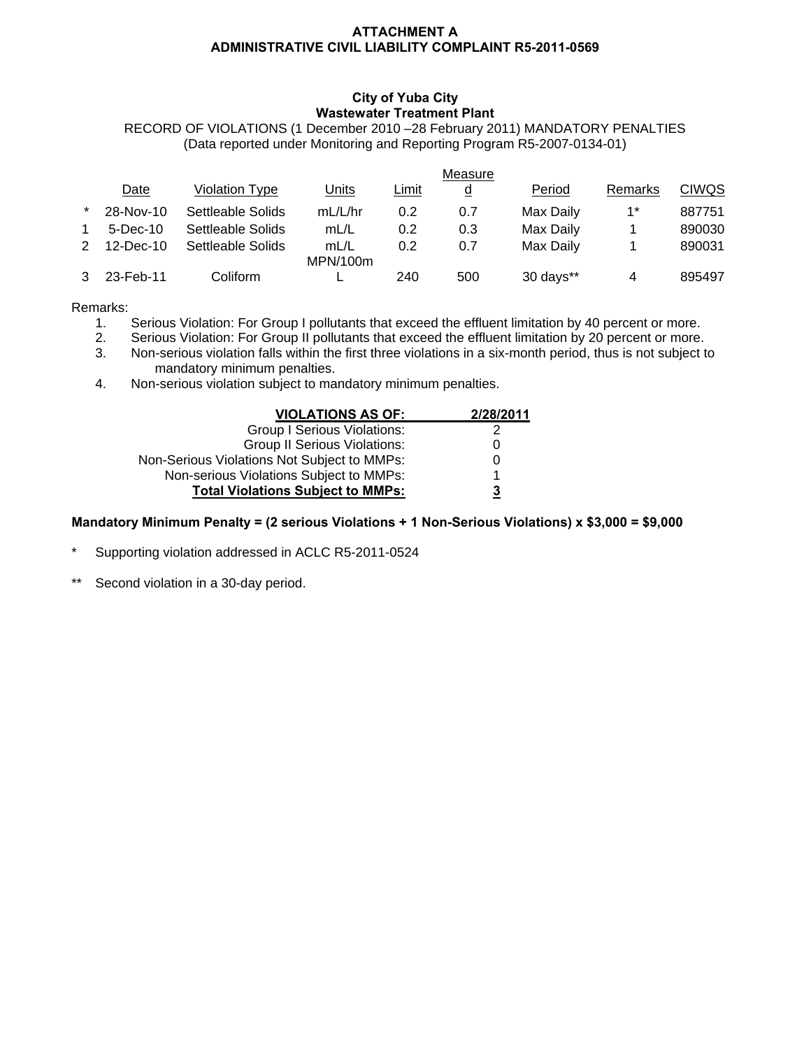**ATTACHMENT A**
**ADMINISTRATIVE CIVIL LIABILITY COMPLAINT R5-2011-0569**

**City of Yuba City**
**Wastewater Treatment Plant**
RECORD OF VIOLATIONS (1 December 2010 –28 February 2011) MANDATORY PENALTIES
(Data reported under Monitoring and Reporting Program R5-2007-0134-01)

| | Date | Violation Type | Units | Limit | Measured | Period | Remarks | CIWQS |
|---|---|---|---|---|---|---|---|---|
| * | 28-Nov-10 | Settleable Solids | mL/L/hr | 0.2 | 0.7 | Max Daily | 1* | 887751 |
| 1 | 5-Dec-10 | Settleable Solids | mL/L | 0.2 | 0.3 | Max Daily | 1 | 890030 |
| 2 | 12-Dec-10 | Settleable Solids | mL/L | 0.2 | 0.7 | Max Daily | 1 | 890031 |
| 3 | 23-Feb-11 | Coliform | MPN/100mL | 240 | 500 | 30 days** | 4 | 895497 |

Remarks:

1. Serious Violation: For Group I pollutants that exceed the effluent limitation by 40 percent or more.
2. Serious Violation: For Group II pollutants that exceed the effluent limitation by 20 percent or more.
3. Non-serious violation falls within the first three violations in a six-month period, thus is not subject to mandatory minimum penalties.
4. Non-serious violation subject to mandatory minimum penalties.

| **VIOLATIONS AS OF:** | **2/28/2011** |
|---|---|
| Group I Serious Violations: | 2 |
| Group II Serious Violations: | 0 |
| Non-Serious Violations Not Subject to MMPs: | 0 |
| Non-serious Violations Subject to MMPs: | 1 |
| **Total Violations Subject to MMPs:** | **3** |

**Mandatory Minimum Penalty = (2 serious Violations + 1 Non-Serious Violations) x $3,000 = $9,000**

\* Supporting violation addressed in ACLC R5-2011-0524

\** Second violation in a 30-day period.